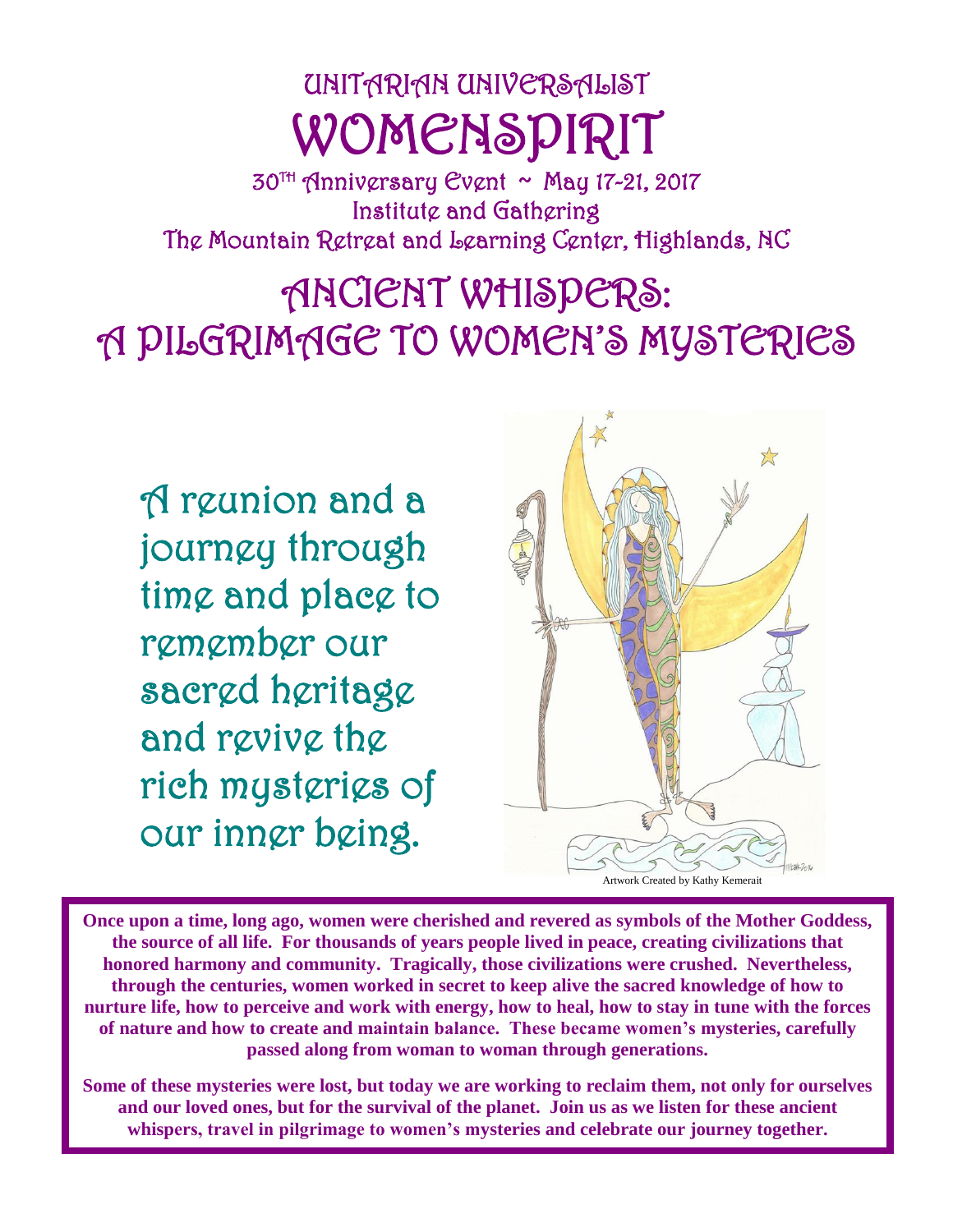# UNITARIAN UNIVERSALIST

# WOMENSPIRIT

30TH Anniversary Event ~ May 17-21, 2017
Institute and Gathering
The Mountain Retreat and Learning Center, Highlands, NC

# ANCIENT WHISPERS: A PILGRIMAGE TO WOMEN'S MYSTERIES

A reunion and a journey through time and place to remember our sacred heritage and revive the rich mysteries of our inner being.

Artwork Created by Kathy Kemerait

**Once upon a time, long ago, women were cherished and revered as symbols of the Mother Goddess, the source of all life. For thousands of years people lived in peace, creating civilizations that honored harmony and community. Tragically, those civilizations were crushed. Nevertheless, through the centuries, women worked in secret to keep alive the sacred knowledge of how to nurture life, how to perceive and work with energy, how to heal, how to stay in tune with the forces of nature and how to create and maintain balance. These became women's mysteries, carefully passed along from woman to woman through generations.**

**Some of these mysteries were lost, but today we are working to reclaim them, not only for ourselves and our loved ones, but for the survival of the planet. Join us as we listen for these ancient whispers, travel in pilgrimage to women's mysteries and celebrate our journey together.**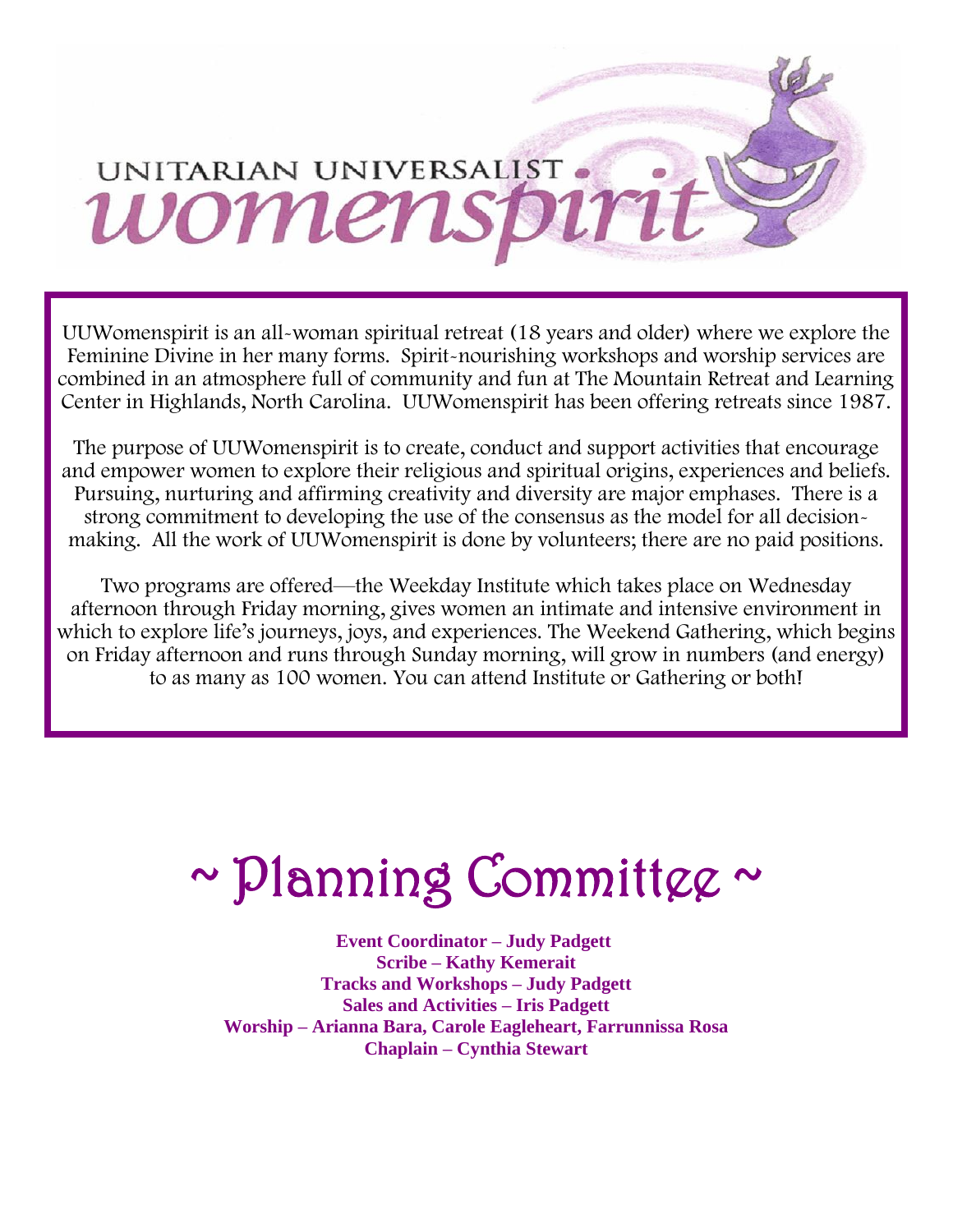UNITARIAN UNIVERSALIST womenspirit

UUWomenspirit is an all-woman spiritual retreat (18 years and older) where we explore the Feminine Divine in her many forms. Spirit-nourishing workshops and worship services are combined in an atmosphere full of community and fun at The Mountain Retreat and Learning Center in Highlands, North Carolina. UUWomenspirit has been offering retreats since 1987.

The purpose of UUWomenspirit is to create, conduct and support activities that encourage and empower women to explore their religious and spiritual origins, experiences and beliefs. Pursuing, nurturing and affirming creativity and diversity are major emphases. There is a strong commitment to developing the use of the consensus as the model for all decision-making. All the work of UUWomenspirit is done by volunteers; there are no paid positions.

Two programs are offered—the Weekday Institute which takes place on Wednesday afternoon through Friday morning, gives women an intimate and intensive environment in which to explore life's journeys, joys, and experiences. The Weekend Gathering, which begins on Friday afternoon and runs through Sunday morning, will grow in numbers (and energy) to as many as 100 women. You can attend Institute or Gathering or both!

# ~ Planning Committee ~

**Event Coordinator – Judy Padgett**
**Scribe – Kathy Kemerait**
**Tracks and Workshops – Judy Padgett**
**Sales and Activities – Iris Padgett**
**Worship – Arianna Bara, Carole Eagleheart, Farrunnissa Rosa**
**Chaplain – Cynthia Stewart**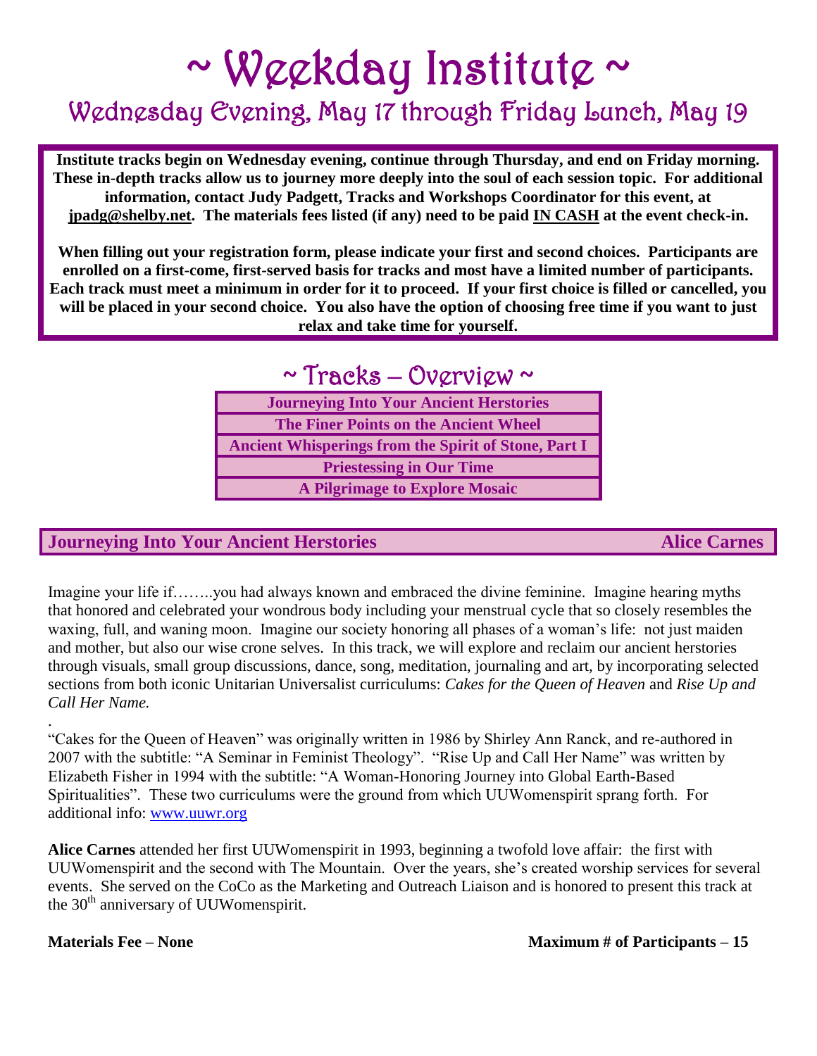# ~ Weekday Institute ~

## Wednesday Evening, May 17 through Friday Lunch, May 19

**Institute tracks begin on Wednesday evening, continue through Thursday, and end on Friday morning. These in-depth tracks allow us to journey more deeply into the soul of each session topic. For additional information, contact Judy Padgett, Tracks and Workshops Coordinator for this event, at jpadg@shelby.net. The materials fees listed (if any) need to be paid IN CASH at the event check-in.**

**When filling out your registration form, please indicate your first and second choices. Participants are enrolled on a first-come, first-served basis for tracks and most have a limited number of participants. Each track must meet a minimum in order for it to proceed. If your first choice is filled or cancelled, you will be placed in your second choice. You also have the option of choosing free time if you want to just relax and take time for yourself.**

## ~ Tracks – Overview ~

| Tracks |
|---|
| **Journeying Into Your Ancient Herstories** |
| **The Finer Points on the Ancient Wheel** |
| **Ancient Whisperings from the Spirit of Stone, Part I** |
| **Priestessing in Our Time** |
| **A Pilgrimage to Explore Mosaic** |

### Journeying Into Your Ancient Herstories — Alice Carnes

Imagine your life if……..you had always known and embraced the divine feminine. Imagine hearing myths that honored and celebrated your wondrous body including your menstrual cycle that so closely resembles the waxing, full, and waning moon. Imagine our society honoring all phases of a woman's life: not just maiden and mother, but also our wise crone selves. In this track, we will explore and reclaim our ancient herstories through visuals, small group discussions, dance, song, meditation, journaling and art, by incorporating selected sections from both iconic Unitarian Universalist curriculums: *Cakes for the Queen of Heaven* and *Rise Up and Call Her Name.*

"Cakes for the Queen of Heaven" was originally written in 1986 by Shirley Ann Ranck, and re-authored in 2007 with the subtitle: "A Seminar in Feminist Theology". "Rise Up and Call Her Name" was written by Elizabeth Fisher in 1994 with the subtitle: "A Woman-Honoring Journey into Global Earth-Based Spiritualities". These two curriculums were the ground from which UUWomenspirit sprang forth. For additional info: www.uuwr.org

**Alice Carnes** attended her first UUWomenspirit in 1993, beginning a twofold love affair: the first with UUWomenspirit and the second with The Mountain. Over the years, she's created worship services for several events. She served on the CoCo as the Marketing and Outreach Liaison and is honored to present this track at the 30th anniversary of UUWomenspirit.

**Materials Fee – None** **Maximum # of Participants – 15**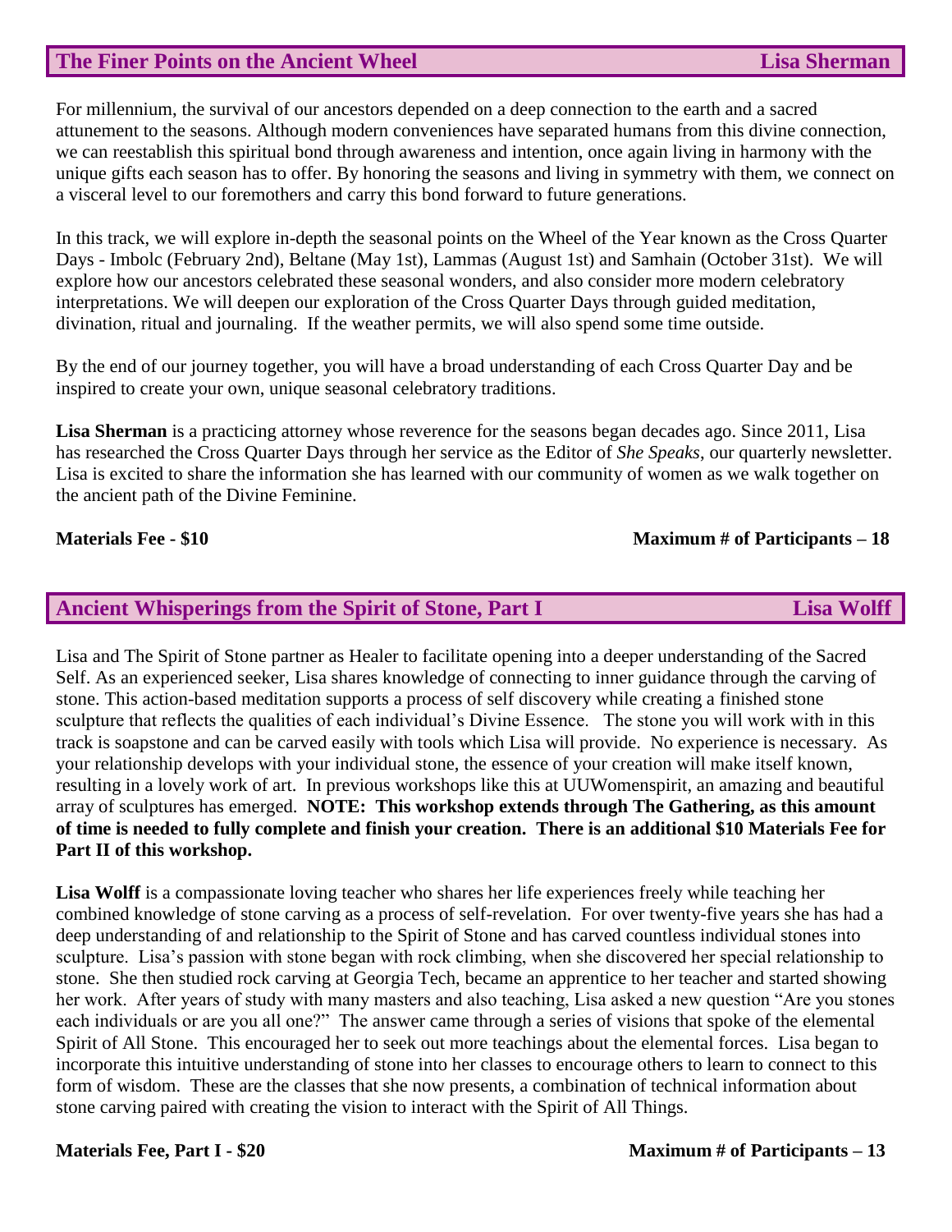## The Finer Points on the Ancient Wheel — Lisa Sherman

For millennium, the survival of our ancestors depended on a deep connection to the earth and a sacred attunement to the seasons. Although modern conveniences have separated humans from this divine connection, we can reestablish this spiritual bond through awareness and intention, once again living in harmony with the unique gifts each season has to offer. By honoring the seasons and living in symmetry with them, we connect on a visceral level to our foremothers and carry this bond forward to future generations.

In this track, we will explore in-depth the seasonal points on the Wheel of the Year known as the Cross Quarter Days - Imbolc (February 2nd), Beltane (May 1st), Lammas (August 1st) and Samhain (October 31st). We will explore how our ancestors celebrated these seasonal wonders, and also consider more modern celebratory interpretations. We will deepen our exploration of the Cross Quarter Days through guided meditation, divination, ritual and journaling. If the weather permits, we will also spend some time outside.

By the end of our journey together, you will have a broad understanding of each Cross Quarter Day and be inspired to create your own, unique seasonal celebratory traditions.

**Lisa Sherman** is a practicing attorney whose reverence for the seasons began decades ago. Since 2011, Lisa has researched the Cross Quarter Days through her service as the Editor of *She Speaks*, our quarterly newsletter. Lisa is excited to share the information she has learned with our community of women as we walk together on the ancient path of the Divine Feminine.

**Materials Fee - $10** **Maximum # of Participants – 18**

## Ancient Whisperings from the Spirit of Stone, Part I — Lisa Wolff

Lisa and The Spirit of Stone partner as Healer to facilitate opening into a deeper understanding of the Sacred Self. As an experienced seeker, Lisa shares knowledge of connecting to inner guidance through the carving of stone. This action-based meditation supports a process of self discovery while creating a finished stone sculpture that reflects the qualities of each individual's Divine Essence. The stone you will work with in this track is soapstone and can be carved easily with tools which Lisa will provide. No experience is necessary. As your relationship develops with your individual stone, the essence of your creation will make itself known, resulting in a lovely work of art. In previous workshops like this at UUWomenspirit, an amazing and beautiful array of sculptures has emerged. **NOTE: This workshop extends through The Gathering, as this amount of time is needed to fully complete and finish your creation. There is an additional $10 Materials Fee for Part II of this workshop.**

**Lisa Wolff** is a compassionate loving teacher who shares her life experiences freely while teaching her combined knowledge of stone carving as a process of self-revelation. For over twenty-five years she has had a deep understanding of and relationship to the Spirit of Stone and has carved countless individual stones into sculpture. Lisa's passion with stone began with rock climbing, when she discovered her special relationship to stone. She then studied rock carving at Georgia Tech, became an apprentice to her teacher and started showing her work. After years of study with many masters and also teaching, Lisa asked a new question "Are you stones each individuals or are you all one?" The answer came through a series of visions that spoke of the elemental Spirit of All Stone. This encouraged her to seek out more teachings about the elemental forces. Lisa began to incorporate this intuitive understanding of stone into her classes to encourage others to learn to connect to this form of wisdom. These are the classes that she now presents, a combination of technical information about stone carving paired with creating the vision to interact with the Spirit of All Things.

**Materials Fee, Part I - $20** **Maximum # of Participants – 13**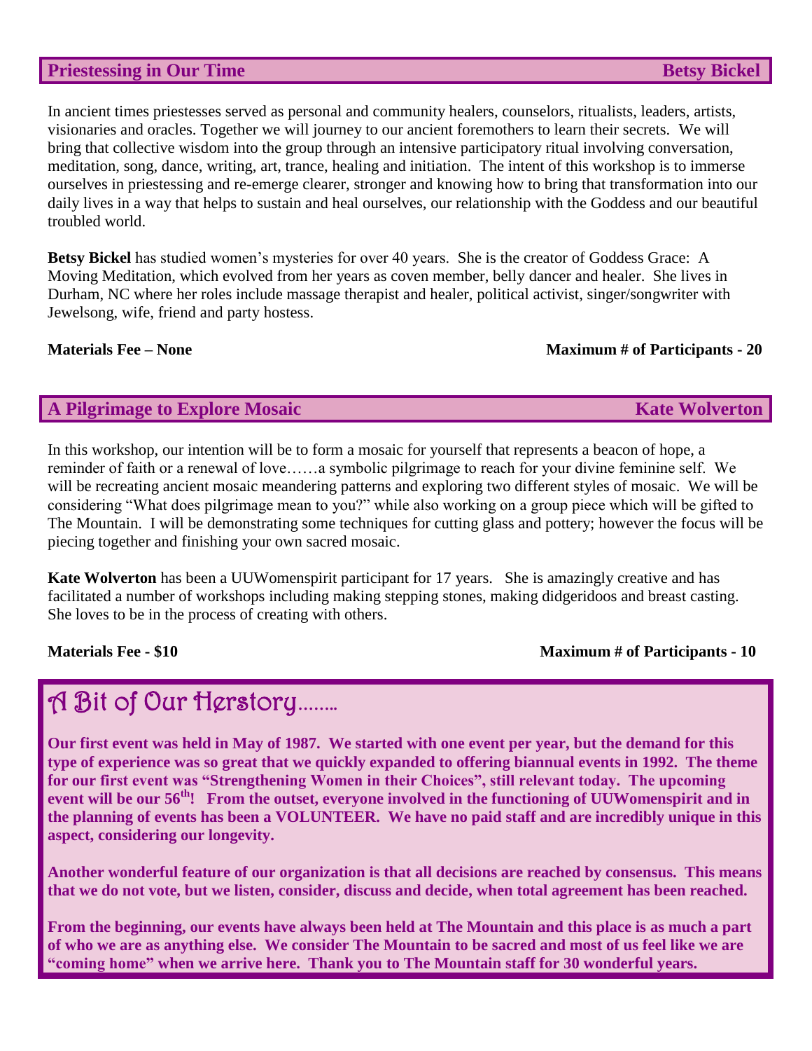## Priestessing in Our Time — Betsy Bickel

In ancient times priestesses served as personal and community healers, counselors, ritualists, leaders, artists, visionaries and oracles. Together we will journey to our ancient foremothers to learn their secrets. We will bring that collective wisdom into the group through an intensive participatory ritual involving conversation, meditation, song, dance, writing, art, trance, healing and initiation. The intent of this workshop is to immerse ourselves in priestessing and re-emerge clearer, stronger and knowing how to bring that transformation into our daily lives in a way that helps to sustain and heal ourselves, our relationship with the Goddess and our beautiful troubled world.

**Betsy Bickel** has studied women's mysteries for over 40 years. She is the creator of Goddess Grace: A Moving Meditation, which evolved from her years as coven member, belly dancer and healer. She lives in Durham, NC where her roles include massage therapist and healer, political activist, singer/songwriter with Jewelsong, wife, friend and party hostess.

**Materials Fee – None** — **Maximum # of Participants - 20**

## A Pilgrimage to Explore Mosaic — Kate Wolverton

In this workshop, our intention will be to form a mosaic for yourself that represents a beacon of hope, a reminder of faith or a renewal of love……a symbolic pilgrimage to reach for your divine feminine self. We will be recreating ancient mosaic meandering patterns and exploring two different styles of mosaic. We will be considering "What does pilgrimage mean to you?" while also working on a group piece which will be gifted to The Mountain. I will be demonstrating some techniques for cutting glass and pottery; however the focus will be piecing together and finishing your own sacred mosaic.

**Kate Wolverton** has been a UUWomenspirit participant for 17 years. She is amazingly creative and has facilitated a number of workshops including making stepping stones, making didgeridoos and breast casting. She loves to be in the process of creating with others.

**Materials Fee - $10** — **Maximum # of Participants - 10**

## A Bit of Our Herstory……..

**Our first event was held in May of 1987. We started with one event per year, but the demand for this type of experience was so great that we quickly expanded to offering biannual events in 1992. The theme for our first event was "Strengthening Women in their Choices", still relevant today. The upcoming event will be our 56th! From the outset, everyone involved in the functioning of UUWomenspirit and in the planning of events has been a VOLUNTEER. We have no paid staff and are incredibly unique in this aspect, considering our longevity.**

**Another wonderful feature of our organization is that all decisions are reached by consensus. This means that we do not vote, but we listen, consider, discuss and decide, when total agreement has been reached.**

**From the beginning, our events have always been held at The Mountain and this place is as much a part of who we are as anything else. We consider The Mountain to be sacred and most of us feel like we are "coming home" when we arrive here. Thank you to The Mountain staff for 30 wonderful years.**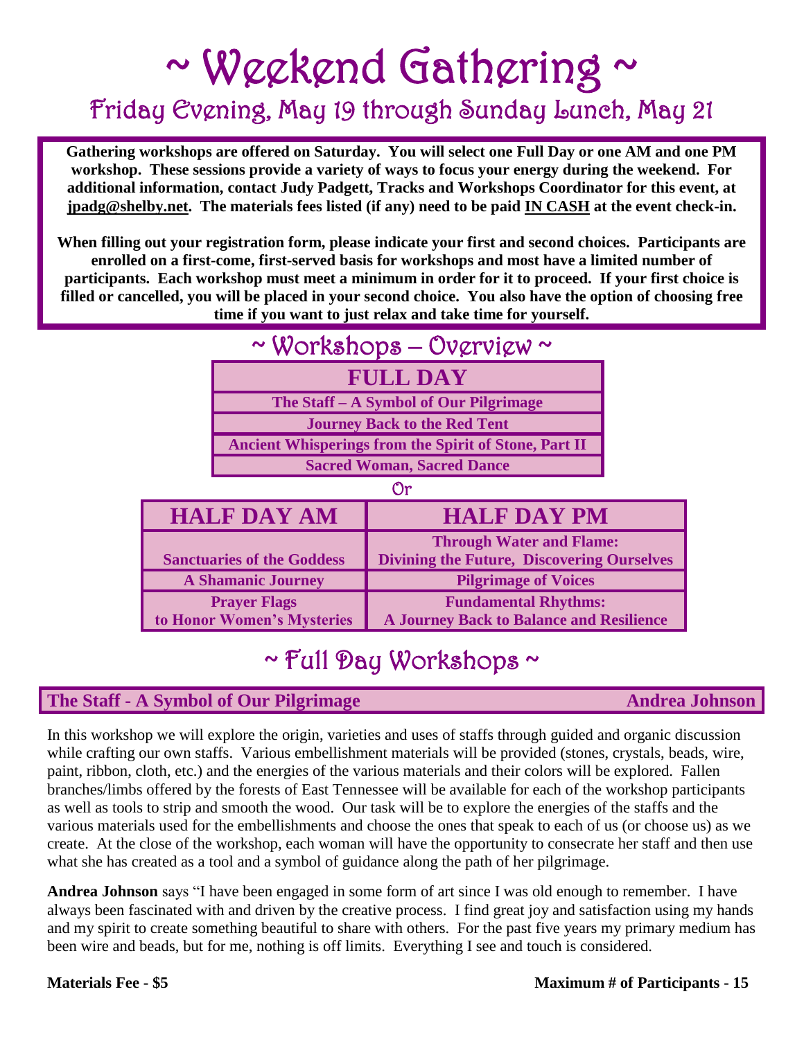# ~ Weekend Gathering ~

## Friday Evening, May 19 through Sunday Lunch, May 21

**Gathering workshops are offered on Saturday. You will select one Full Day or one AM and one PM workshop. These sessions provide a variety of ways to focus your energy during the weekend. For additional information, contact Judy Padgett, Tracks and Workshops Coordinator for this event, at jpadg@shelby.net. The materials fees listed (if any) need to be paid IN CASH at the event check-in.**

**When filling out your registration form, please indicate your first and second choices. Participants are enrolled on a first-come, first-served basis for workshops and most have a limited number of participants. Each workshop must meet a minimum in order for it to proceed. If your first choice is filled or cancelled, you will be placed in your second choice. You also have the option of choosing free time if you want to just relax and take time for yourself.**

## ~ Workshops – Overview ~

| FULL DAY |
|---|
| The Staff – A Symbol of Our Pilgrimage |
| Journey Back to the Red Tent |
| Ancient Whisperings from the Spirit of Stone, Part II |
| Sacred Woman, Sacred Dance |

Or

| HALF DAY AM | HALF DAY PM |
|---|---|
| Sanctuaries of the Goddess | Through Water and Flame: Divining the Future, Discovering Ourselves |
| A Shamanic Journey | Pilgrimage of Voices |
| Prayer Flags to Honor Women's Mysteries | Fundamental Rhythms: A Journey Back to Balance and Resilience |

## ~ Full Day Workshops ~

### The Staff - A Symbol of Our Pilgrimage — Andrea Johnson

In this workshop we will explore the origin, varieties and uses of staffs through guided and organic discussion while crafting our own staffs. Various embellishment materials will be provided (stones, crystals, beads, wire, paint, ribbon, cloth, etc.) and the energies of the various materials and their colors will be explored. Fallen branches/limbs offered by the forests of East Tennessee will be available for each of the workshop participants as well as tools to strip and smooth the wood. Our task will be to explore the energies of the staffs and the various materials used for the embellishments and choose the ones that speak to each of us (or choose us) as we create. At the close of the workshop, each woman will have the opportunity to consecrate her staff and then use what she has created as a tool and a symbol of guidance along the path of her pilgrimage.

**Andrea Johnson** says "I have been engaged in some form of art since I was old enough to remember. I have always been fascinated with and driven by the creative process. I find great joy and satisfaction using my hands and my spirit to create something beautiful to share with others. For the past five years my primary medium has been wire and beads, but for me, nothing is off limits. Everything I see and touch is considered.

**Materials Fee - $5** — **Maximum # of Participants - 15**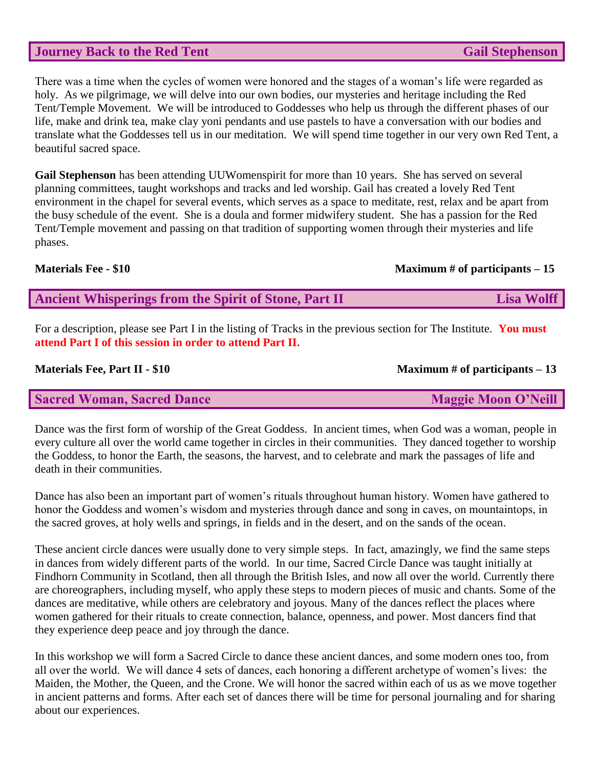## Journey Back to the Red Tent — Gail Stephenson

There was a time when the cycles of women were honored and the stages of a woman's life were regarded as holy. As we pilgrimage, we will delve into our own bodies, our mysteries and heritage including the Red Tent/Temple Movement. We will be introduced to Goddesses who help us through the different phases of our life, make and drink tea, make clay yoni pendants and use pastels to have a conversation with our bodies and translate what the Goddesses tell us in our meditation. We will spend time together in our very own Red Tent, a beautiful sacred space.

**Gail Stephenson** has been attending UUWomenspirit for more than 10 years. She has served on several planning committees, taught workshops and tracks and led worship. Gail has created a lovely Red Tent environment in the chapel for several events, which serves as a space to meditate, rest, relax and be apart from the busy schedule of the event. She is a doula and former midwifery student. She has a passion for the Red Tent/Temple movement and passing on that tradition of supporting women through their mysteries and life phases.

**Materials Fee - $10** **Maximum # of participants – 15**

## Ancient Whisperings from the Spirit of Stone, Part II — Lisa Wolff

For a description, please see Part I in the listing of Tracks in the previous section for The Institute. **You must attend Part I of this session in order to attend Part II.**

**Materials Fee, Part II - $10** **Maximum # of participants – 13**

## Sacred Woman, Sacred Dance — Maggie Moon O'Neill

Dance was the first form of worship of the Great Goddess. In ancient times, when God was a woman, people in every culture all over the world came together in circles in their communities. They danced together to worship the Goddess, to honor the Earth, the seasons, the harvest, and to celebrate and mark the passages of life and death in their communities.

Dance has also been an important part of women's rituals throughout human history. Women have gathered to honor the Goddess and women's wisdom and mysteries through dance and song in caves, on mountaintops, in the sacred groves, at holy wells and springs, in fields and in the desert, and on the sands of the ocean.

These ancient circle dances were usually done to very simple steps. In fact, amazingly, we find the same steps in dances from widely different parts of the world. In our time, Sacred Circle Dance was taught initially at Findhorn Community in Scotland, then all through the British Isles, and now all over the world. Currently there are choreographers, including myself, who apply these steps to modern pieces of music and chants. Some of the dances are meditative, while others are celebratory and joyous. Many of the dances reflect the places where women gathered for their rituals to create connection, balance, openness, and power. Most dancers find that they experience deep peace and joy through the dance.

In this workshop we will form a Sacred Circle to dance these ancient dances, and some modern ones too, from all over the world. We will dance 4 sets of dances, each honoring a different archetype of women's lives: the Maiden, the Mother, the Queen, and the Crone. We will honor the sacred within each of us as we move together in ancient patterns and forms. After each set of dances there will be time for personal journaling and for sharing about our experiences.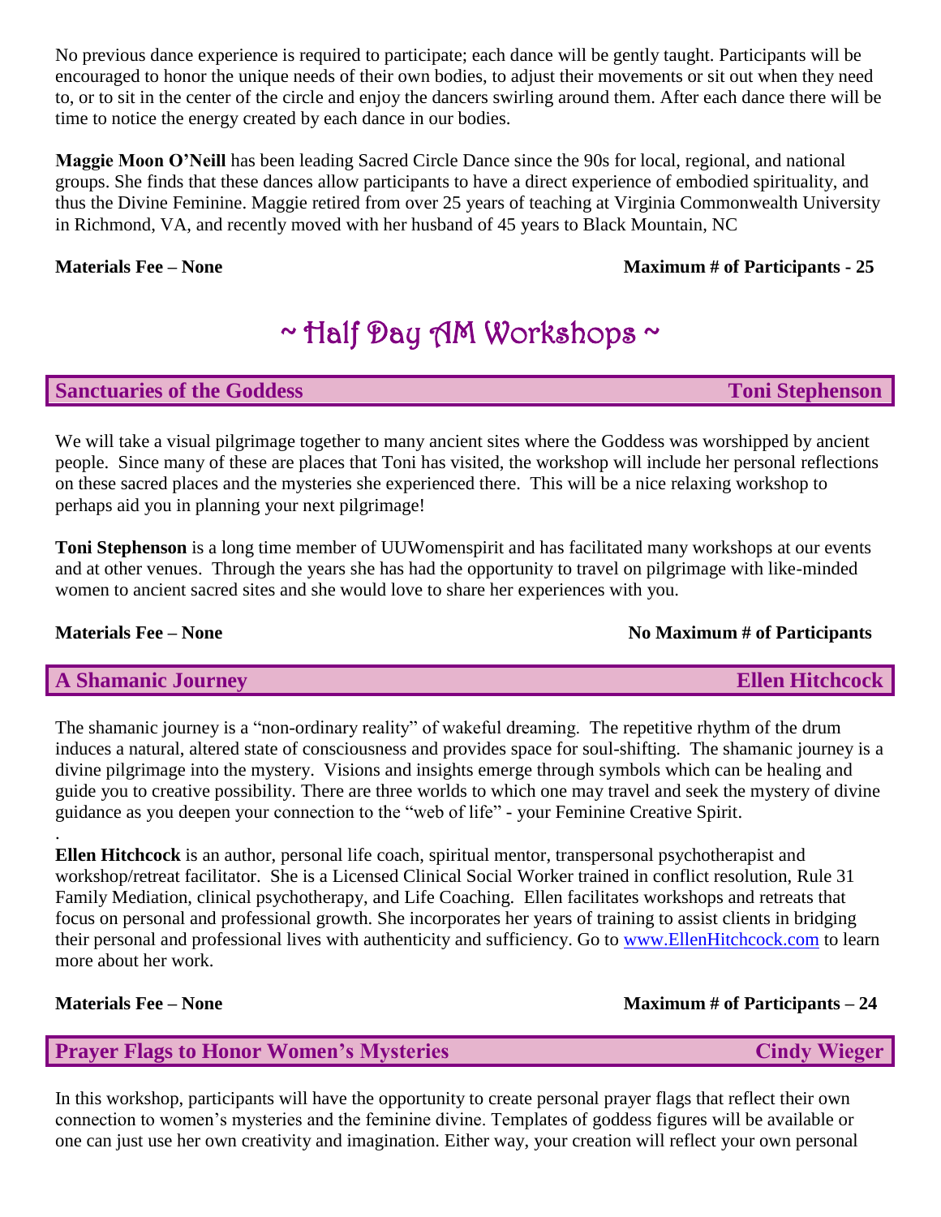No previous dance experience is required to participate; each dance will be gently taught. Participants will be encouraged to honor the unique needs of their own bodies, to adjust their movements or sit out when they need to, or to sit in the center of the circle and enjoy the dancers swirling around them. After each dance there will be time to notice the energy created by each dance in our bodies.

**Maggie Moon O'Neill** has been leading Sacred Circle Dance since the 90s for local, regional, and national groups. She finds that these dances allow participants to have a direct experience of embodied spirituality, and thus the Divine Feminine. Maggie retired from over 25 years of teaching at Virginia Commonwealth University in Richmond, VA, and recently moved with her husband of 45 years to Black Mountain, NC

**Materials Fee – None** **Maximum # of Participants - 25**

# ~ Half Day AM Workshops ~

## Sanctuaries of the Goddess — Toni Stephenson

We will take a visual pilgrimage together to many ancient sites where the Goddess was worshipped by ancient people. Since many of these are places that Toni has visited, the workshop will include her personal reflections on these sacred places and the mysteries she experienced there. This will be a nice relaxing workshop to perhaps aid you in planning your next pilgrimage!

**Toni Stephenson** is a long time member of UUWomenspirit and has facilitated many workshops at our events and at other venues. Through the years she has had the opportunity to travel on pilgrimage with like-minded women to ancient sacred sites and she would love to share her experiences with you.

**Materials Fee – None** **No Maximum # of Participants**

## A Shamanic Journey — Ellen Hitchcock

The shamanic journey is a "non-ordinary reality" of wakeful dreaming. The repetitive rhythm of the drum induces a natural, altered state of consciousness and provides space for soul-shifting. The shamanic journey is a divine pilgrimage into the mystery. Visions and insights emerge through symbols which can be healing and guide you to creative possibility. There are three worlds to which one may travel and seek the mystery of divine guidance as you deepen your connection to the "web of life" - your Feminine Creative Spirit.

**Ellen Hitchcock** is an author, personal life coach, spiritual mentor, transpersonal psychotherapist and workshop/retreat facilitator. She is a Licensed Clinical Social Worker trained in conflict resolution, Rule 31 Family Mediation, clinical psychotherapy, and Life Coaching. Ellen facilitates workshops and retreats that focus on personal and professional growth. She incorporates her years of training to assist clients in bridging their personal and professional lives with authenticity and sufficiency. Go to [www.EllenHitchcock.com](http://www.EllenHitchcock.com) to learn more about her work.

**Materials Fee – None** **Maximum # of Participants – 24**

## Prayer Flags to Honor Women's Mysteries — Cindy Wieger

In this workshop, participants will have the opportunity to create personal prayer flags that reflect their own connection to women's mysteries and the feminine divine. Templates of goddess figures will be available or one can just use her own creativity and imagination. Either way, your creation will reflect your own personal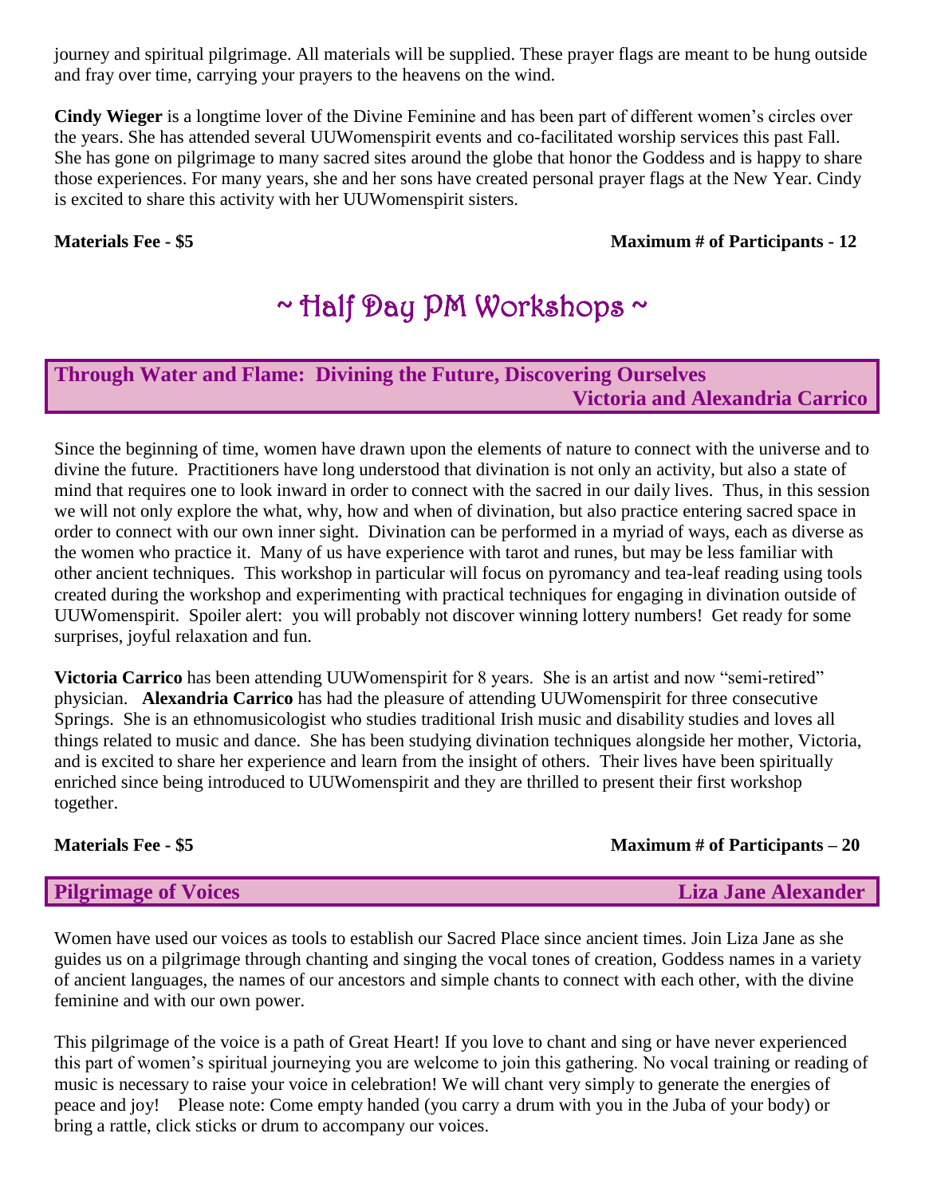journey and spiritual pilgrimage. All materials will be supplied. These prayer flags are meant to be hung outside and fray over time, carrying your prayers to the heavens on the wind.

**Cindy Wieger** is a longtime lover of the Divine Feminine and has been part of different women's circles over the years. She has attended several UUWomenspirit events and co-facilitated worship services this past Fall. She has gone on pilgrimage to many sacred sites around the globe that honor the Goddess and is happy to share those experiences. For many years, she and her sons have created personal prayer flags at the New Year. Cindy is excited to share this activity with her UUWomenspirit sisters.

**Materials Fee - $5** **Maximum # of Participants - 12**

# ~ Half Day PM Workshops ~

## Through Water and Flame: Divining the Future, Discovering Ourselves — Victoria and Alexandria Carrico

Since the beginning of time, women have drawn upon the elements of nature to connect with the universe and to divine the future. Practitioners have long understood that divination is not only an activity, but also a state of mind that requires one to look inward in order to connect with the sacred in our daily lives. Thus, in this session we will not only explore the what, why, how and when of divination, but also practice entering sacred space in order to connect with our own inner sight. Divination can be performed in a myriad of ways, each as diverse as the women who practice it. Many of us have experience with tarot and runes, but may be less familiar with other ancient techniques. This workshop in particular will focus on pyromancy and tea-leaf reading using tools created during the workshop and experimenting with practical techniques for engaging in divination outside of UUWomenspirit. Spoiler alert: you will probably not discover winning lottery numbers! Get ready for some surprises, joyful relaxation and fun.

**Victoria Carrico** has been attending UUWomenspirit for 8 years. She is an artist and now "semi-retired" physician. **Alexandria Carrico** has had the pleasure of attending UUWomenspirit for three consecutive Springs. She is an ethnomusicologist who studies traditional Irish music and disability studies and loves all things related to music and dance. She has been studying divination techniques alongside her mother, Victoria, and is excited to share her experience and learn from the insight of others. Their lives have been spiritually enriched since being introduced to UUWomenspirit and they are thrilled to present their first workshop together.

**Materials Fee - $5** **Maximum # of Participants – 20**

## Pilgrimage of Voices — Liza Jane Alexander

Women have used our voices as tools to establish our Sacred Place since ancient times. Join Liza Jane as she guides us on a pilgrimage through chanting and singing the vocal tones of creation, Goddess names in a variety of ancient languages, the names of our ancestors and simple chants to connect with each other, with the divine feminine and with our own power.

This pilgrimage of the voice is a path of Great Heart! If you love to chant and sing or have never experienced this part of women's spiritual journeying you are welcome to join this gathering. No vocal training or reading of music is necessary to raise your voice in celebration! We will chant very simply to generate the energies of peace and joy! Please note: Come empty handed (you carry a drum with you in the Juba of your body) or bring a rattle, click sticks or drum to accompany our voices.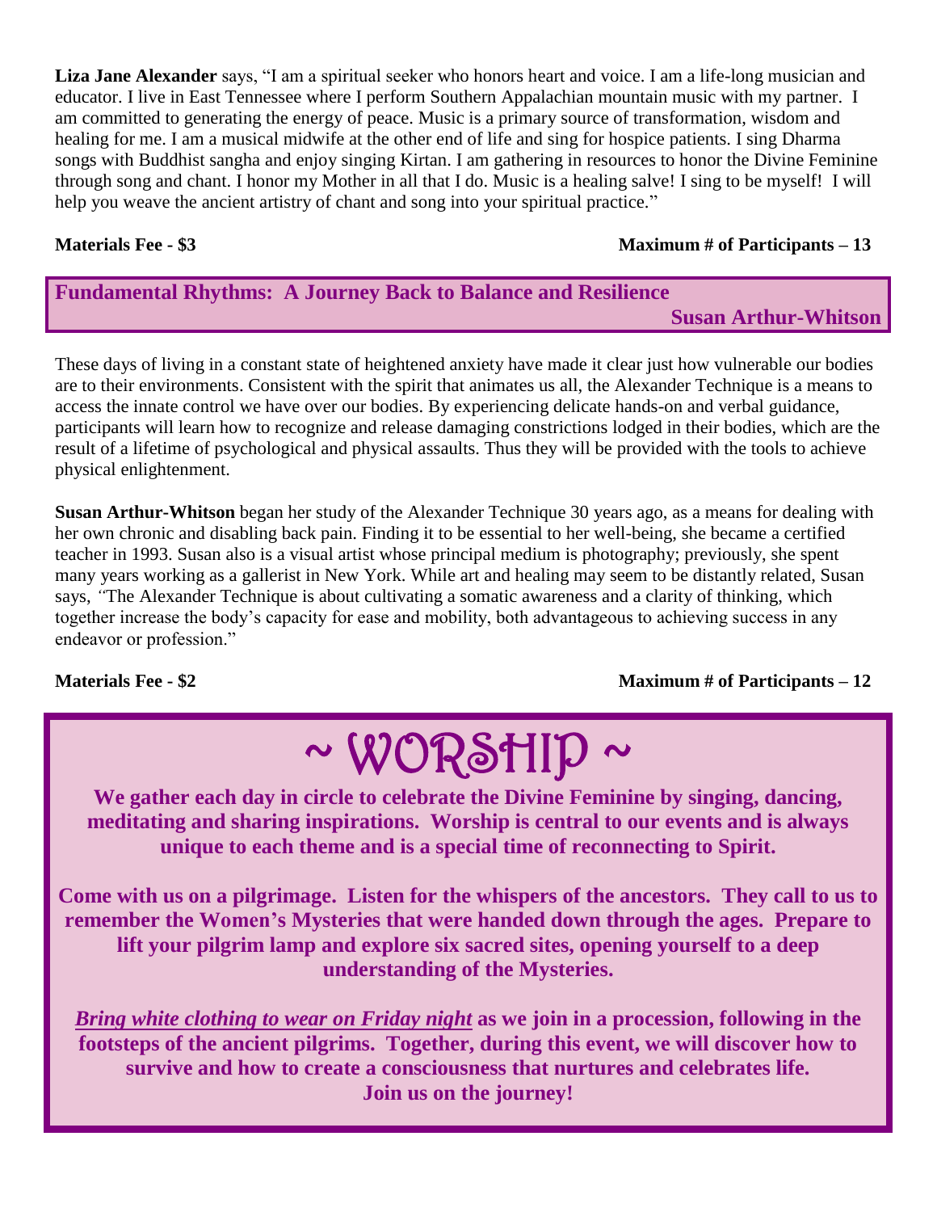**Liza Jane Alexander** says, "I am a spiritual seeker who honors heart and voice. I am a life-long musician and educator. I live in East Tennessee where I perform Southern Appalachian mountain music with my partner. I am committed to generating the energy of peace. Music is a primary source of transformation, wisdom and healing for me. I am a musical midwife at the other end of life and sing for hospice patients. I sing Dharma songs with Buddhist sangha and enjoy singing Kirtan. I am gathering in resources to honor the Divine Feminine through song and chant. I honor my Mother in all that I do. Music is a healing salve! I sing to be myself! I will help you weave the ancient artistry of chant and song into your spiritual practice."

**Materials Fee - $3** **Maximum # of Participants – 13**

## Fundamental Rhythms: A Journey Back to Balance and Resilience

**Susan Arthur-Whitson**

These days of living in a constant state of heightened anxiety have made it clear just how vulnerable our bodies are to their environments. Consistent with the spirit that animates us all, the Alexander Technique is a means to access the innate control we have over our bodies. By experiencing delicate hands-on and verbal guidance, participants will learn how to recognize and release damaging constrictions lodged in their bodies, which are the result of a lifetime of psychological and physical assaults. Thus they will be provided with the tools to achieve physical enlightenment.

**Susan Arthur-Whitson** began her study of the Alexander Technique 30 years ago, as a means for dealing with her own chronic and disabling back pain. Finding it to be essential to her well-being, she became a certified teacher in 1993. Susan also is a visual artist whose principal medium is photography; previously, she spent many years working as a gallerist in New York. While art and healing may seem to be distantly related, Susan says, "The Alexander Technique is about cultivating a somatic awareness and a clarity of thinking, which together increase the body's capacity for ease and mobility, both advantageous to achieving success in any endeavor or profession."

**Materials Fee - $2** **Maximum # of Participants – 12**

# ~ WORSHIP ~

**We gather each day in circle to celebrate the Divine Feminine by singing, dancing, meditating and sharing inspirations. Worship is central to our events and is always unique to each theme and is a special time of reconnecting to Spirit.**

**Come with us on a pilgrimage. Listen for the whispers of the ancestors. They call to us to remember the Women's Mysteries that were handed down through the ages. Prepare to lift your pilgrim lamp and explore six sacred sites, opening yourself to a deep understanding of the Mysteries.**

***Bring white clothing to wear on Friday night*** **as we join in a procession, following in the footsteps of the ancient pilgrims. Together, during this event, we will discover how to survive and how to create a consciousness that nurtures and celebrates life. Join us on the journey!**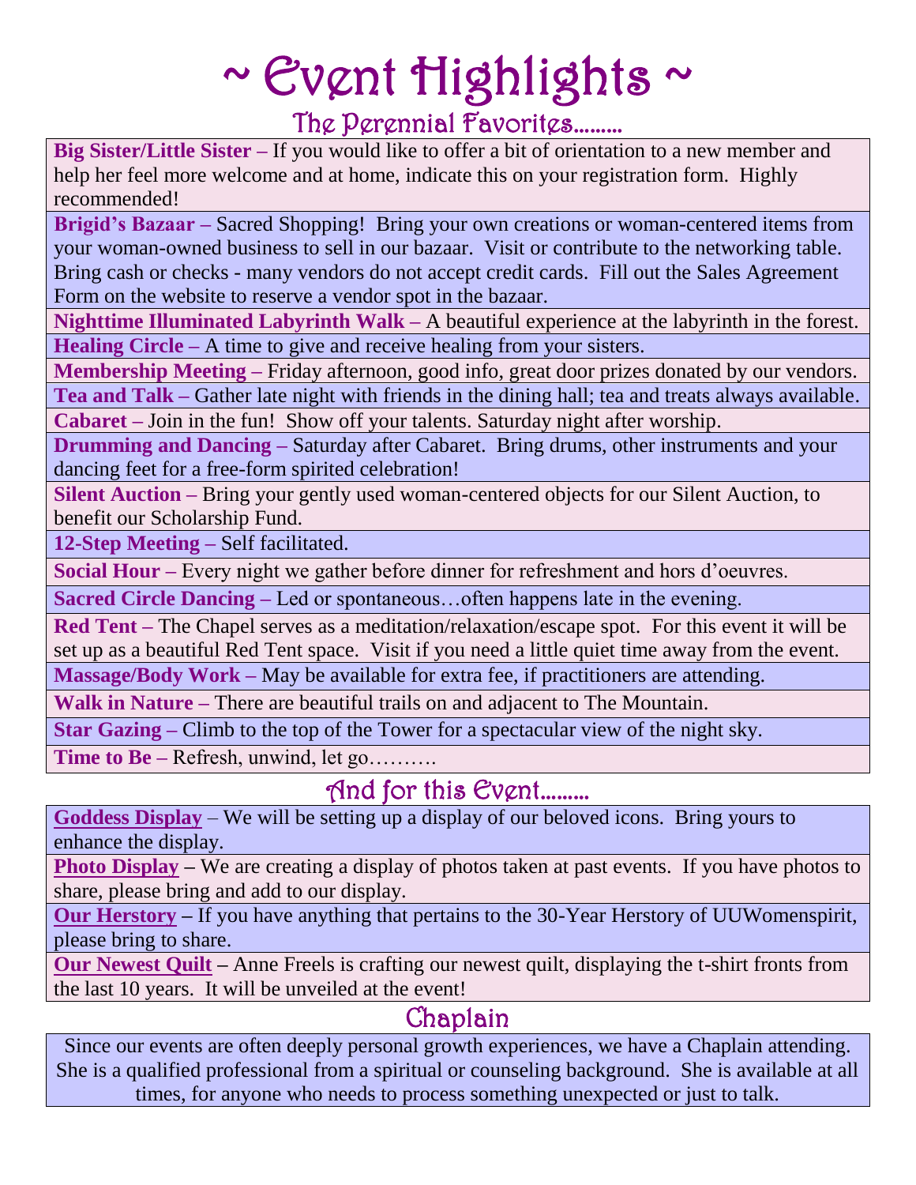# ~ Event Highlights ~

## The Perennial Favorites………

**Big Sister/Little Sister –** If you would like to offer a bit of orientation to a new member and help her feel more welcome and at home, indicate this on your registration form. Highly recommended!

**Brigid's Bazaar –** Sacred Shopping! Bring your own creations or woman-centered items from your woman-owned business to sell in our bazaar. Visit or contribute to the networking table. Bring cash or checks - many vendors do not accept credit cards. Fill out the Sales Agreement Form on the website to reserve a vendor spot in the bazaar.

**Nighttime Illuminated Labyrinth Walk –** A beautiful experience at the labyrinth in the forest.

**Healing Circle –** A time to give and receive healing from your sisters.

**Membership Meeting –** Friday afternoon, good info, great door prizes donated by our vendors.

**Tea and Talk –** Gather late night with friends in the dining hall; tea and treats always available.

**Cabaret –** Join in the fun! Show off your talents. Saturday night after worship.

**Drumming and Dancing –** Saturday after Cabaret. Bring drums, other instruments and your dancing feet for a free-form spirited celebration!

**Silent Auction –** Bring your gently used woman-centered objects for our Silent Auction, to benefit our Scholarship Fund.

**12-Step Meeting –** Self facilitated.

**Social Hour –** Every night we gather before dinner for refreshment and hors d'oeuvres.

**Sacred Circle Dancing –** Led or spontaneous…often happens late in the evening.

**Red Tent –** The Chapel serves as a meditation/relaxation/escape spot. For this event it will be set up as a beautiful Red Tent space. Visit if you need a little quiet time away from the event.

**Massage/Body Work –** May be available for extra fee, if practitioners are attending.

**Walk in Nature –** There are beautiful trails on and adjacent to The Mountain.

**Star Gazing –** Climb to the top of the Tower for a spectacular view of the night sky.

**Time to Be –** Refresh, unwind, let go……….

## And for this Event………

**Goddess Display** – We will be setting up a display of our beloved icons. Bring yours to enhance the display.

**Photo Display –** We are creating a display of photos taken at past events. If you have photos to share, please bring and add to our display.

**Our Herstory –** If you have anything that pertains to the 30-Year Herstory of UUWomenspirit, please bring to share.

**Our Newest Quilt –** Anne Freels is crafting our newest quilt, displaying the t-shirt fronts from the last 10 years. It will be unveiled at the event!

## Chaplain

Since our events are often deeply personal growth experiences, we have a Chaplain attending. She is a qualified professional from a spiritual or counseling background. She is available at all times, for anyone who needs to process something unexpected or just to talk.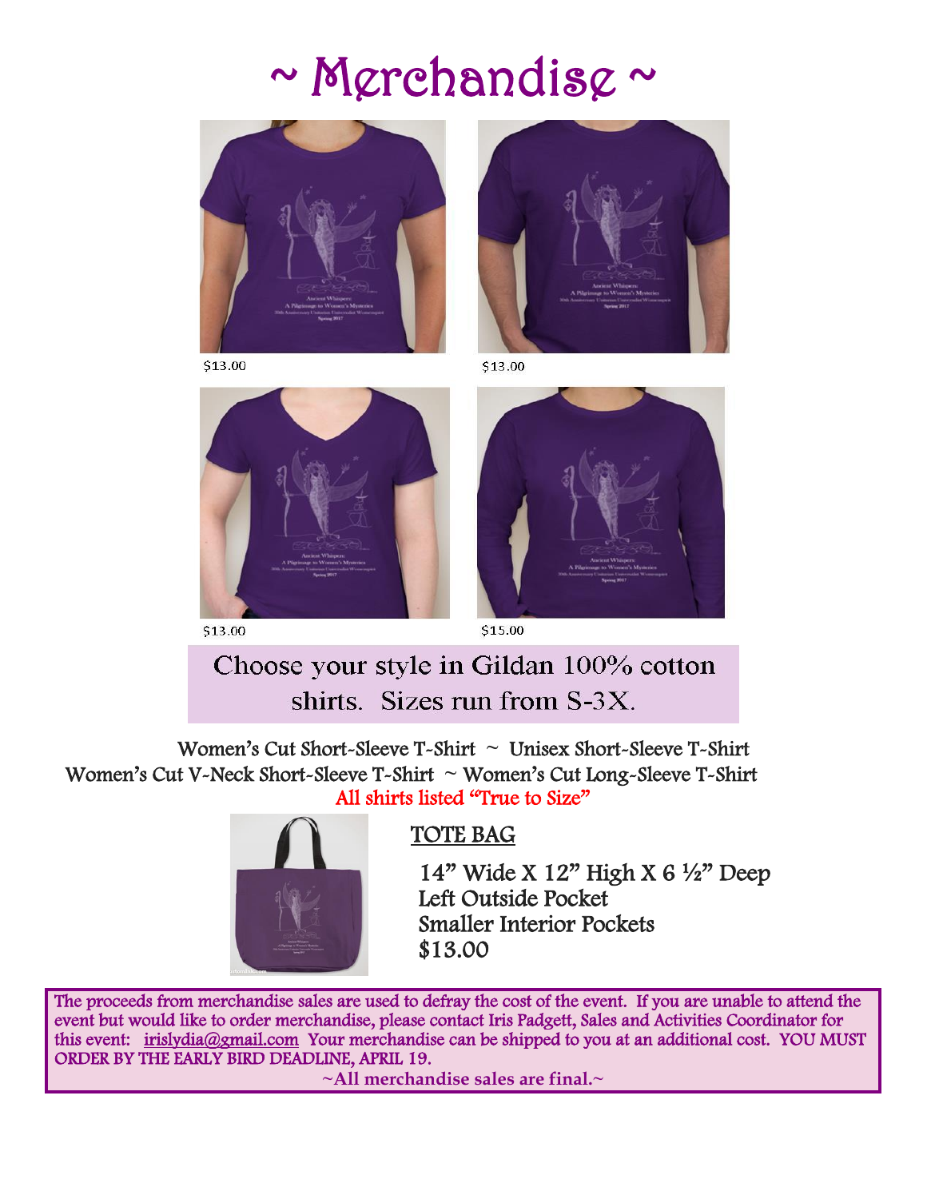# ~ Merchandise ~

$13.00

$13.00

$13.00

$15.00

Choose your style in Gildan 100% cotton shirts. Sizes run from S-3X.

Women's Cut Short-Sleeve T-Shirt ~ Unisex Short-Sleeve T-Shirt
Women's Cut V-Neck Short-Sleeve T-Shirt ~ Women's Cut Long-Sleeve T-Shirt
All shirts listed "True to Size"

## TOTE BAG

14" Wide X 12" High X 6 ½" Deep
Left Outside Pocket
Smaller Interior Pockets
$13.00

The proceeds from merchandise sales are used to defray the cost of the event. If you are unable to attend the event but would like to order merchandise, please contact Iris Padgett, Sales and Activities Coordinator for this event: irislydia@gmail.com Your merchandise can be shipped to you at an additional cost. YOU MUST ORDER BY THE EARLY BIRD DEADLINE, APRIL 19.

**~All merchandise sales are final.~**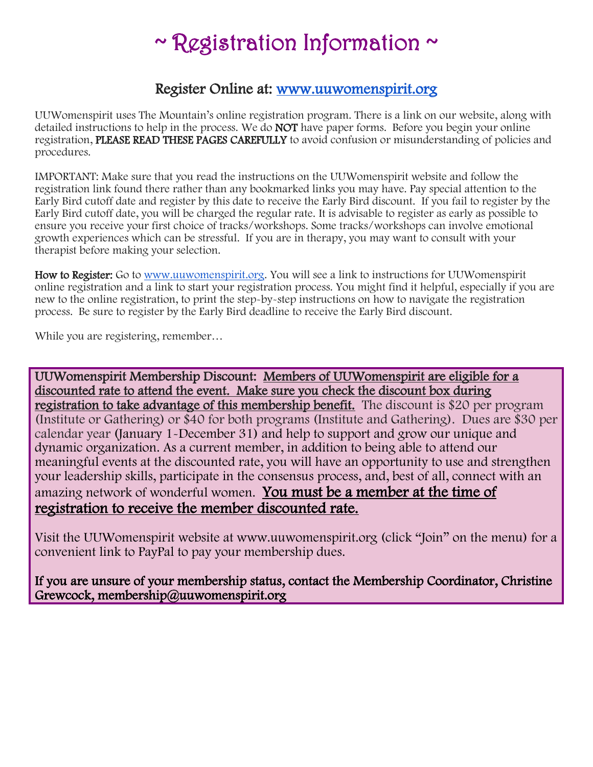# ~ Registration Information ~

## Register Online at: www.uuwomenspirit.org

UUWomenspirit uses The Mountain's online registration program. There is a link on our website, along with detailed instructions to help in the process. We do **NOT** have paper forms. Before you begin your online registration, **PLEASE READ THESE PAGES CAREFULLY** to avoid confusion or misunderstanding of policies and procedures.

IMPORTANT: Make sure that you read the instructions on the UUWomenspirit website and follow the registration link found there rather than any bookmarked links you may have. Pay special attention to the Early Bird cutoff date and register by this date to receive the Early Bird discount. If you fail to register by the Early Bird cutoff date, you will be charged the regular rate. It is advisable to register as early as possible to ensure you receive your first choice of tracks/workshops. Some tracks/workshops can involve emotional growth experiences which can be stressful. If you are in therapy, you may want to consult with your therapist before making your selection.

**How to Register:** Go to www.uuwomenspirit.org. You will see a link to instructions for UUWomenspirit online registration and a link to start your registration process. You might find it helpful, especially if you are new to the online registration, to print the step-by-step instructions on how to navigate the registration process. Be sure to register by the Early Bird deadline to receive the Early Bird discount.

While you are registering, remember…

UUWomenspirit Membership Discount: Members of UUWomenspirit are eligible for a discounted rate to attend the event. Make sure you check the discount box during registration to take advantage of this membership benefit. The discount is $20 per program (Institute or Gathering) or $40 for both programs (Institute and Gathering). Dues are $30 per calendar year (January 1-December 31) and help to support and grow our unique and dynamic organization. As a current member, in addition to being able to attend our meaningful events at the discounted rate, you will have an opportunity to use and strengthen your leadership skills, participate in the consensus process, and, best of all, connect with an amazing network of wonderful women. You must be a member at the time of registration to receive the member discounted rate.

Visit the UUWomenspirit website at www.uuwomenspirit.org (click "Join" on the menu) for a convenient link to PayPal to pay your membership dues.

If you are unsure of your membership status, contact the Membership Coordinator, Christine Grewcock, membership@uuwomenspirit.org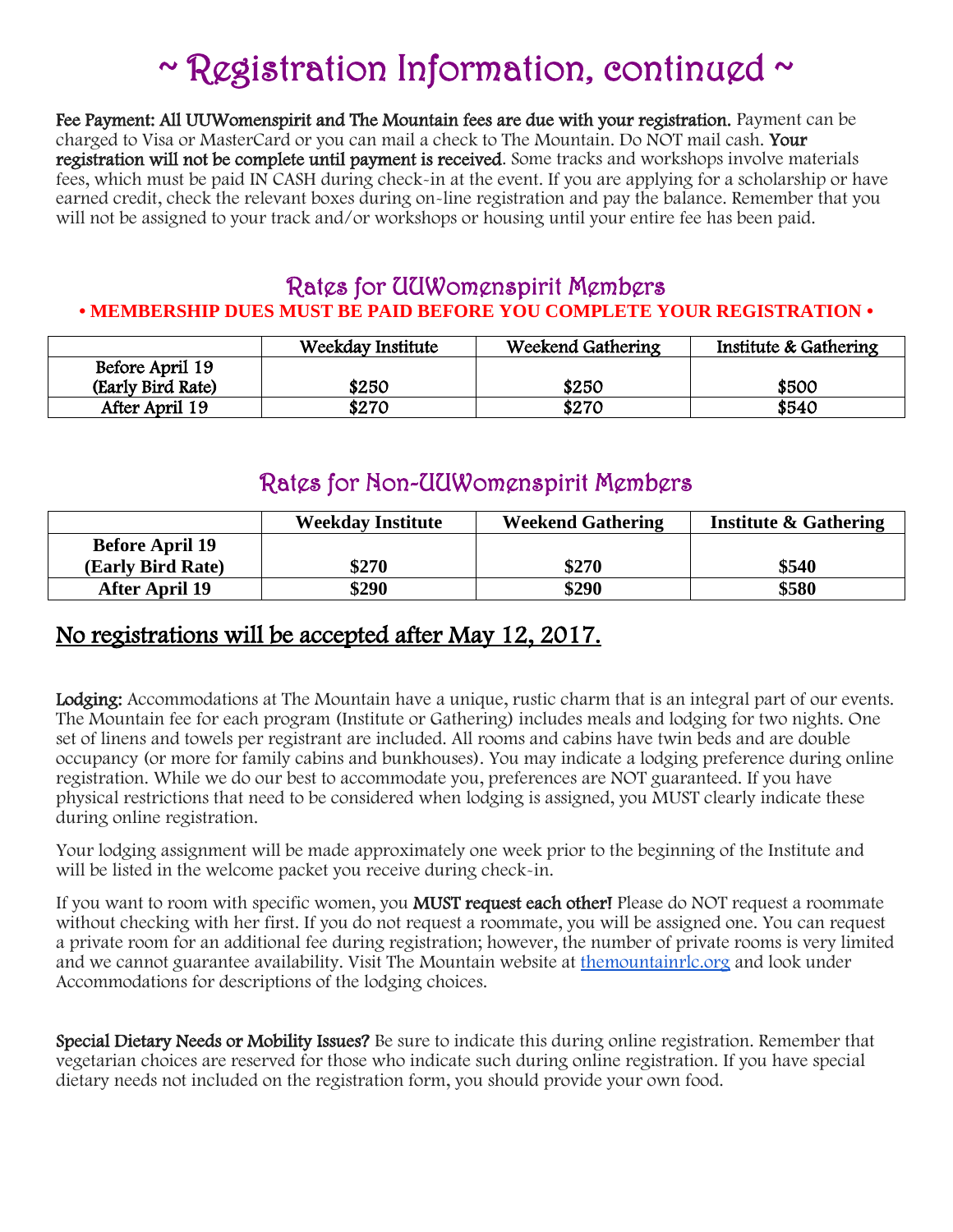# ~ Registration Information, continued ~

**Fee Payment: All UUWomenspirit and The Mountain fees are due with your registration.** Payment can be charged to Visa or MasterCard or you can mail a check to The Mountain. Do NOT mail cash. **Your registration will not be complete until payment is received**. Some tracks and workshops involve materials fees, which must be paid IN CASH during check-in at the event. If you are applying for a scholarship or have earned credit, check the relevant boxes during on-line registration and pay the balance. Remember that you will not be assigned to your track and/or workshops or housing until your entire fee has been paid.

## Rates for UUWomenspirit Members

**• MEMBERSHIP DUES MUST BE PAID BEFORE YOU COMPLETE YOUR REGISTRATION •**

| | Weekday Institute | Weekend Gathering | Institute & Gathering |
|---|---|---|---|
| Before April 19 (Early Bird Rate) | $250 | $250 | $500 |
| After April 19 | $270 | $270 | $540 |

## Rates for Non-UUWomenspirit Members

| | Weekday Institute | Weekend Gathering | Institute & Gathering |
|---|---|---|---|
| Before April 19 (Early Bird Rate) | $270 | $270 | $540 |
| After April 19 | $290 | $290 | $580 |

## No registrations will be accepted after May 12, 2017.

**Lodging:** Accommodations at The Mountain have a unique, rustic charm that is an integral part of our events. The Mountain fee for each program (Institute or Gathering) includes meals and lodging for two nights. One set of linens and towels per registrant are included. All rooms and cabins have twin beds and are double occupancy (or more for family cabins and bunkhouses). You may indicate a lodging preference during online registration. While we do our best to accommodate you, preferences are NOT guaranteed. If you have physical restrictions that need to be considered when lodging is assigned, you MUST clearly indicate these during online registration.

Your lodging assignment will be made approximately one week prior to the beginning of the Institute and will be listed in the welcome packet you receive during check-in.

If you want to room with specific women, you **MUST request each other!** Please do NOT request a roommate without checking with her first. If you do not request a roommate, you will be assigned one. You can request a private room for an additional fee during registration; however, the number of private rooms is very limited and we cannot guarantee availability. Visit The Mountain website at [themountainrlc.org](themountainrlc.org) and look under Accommodations for descriptions of the lodging choices.

**Special Dietary Needs or Mobility Issues?** Be sure to indicate this during online registration. Remember that vegetarian choices are reserved for those who indicate such during online registration. If you have special dietary needs not included on the registration form, you should provide your own food.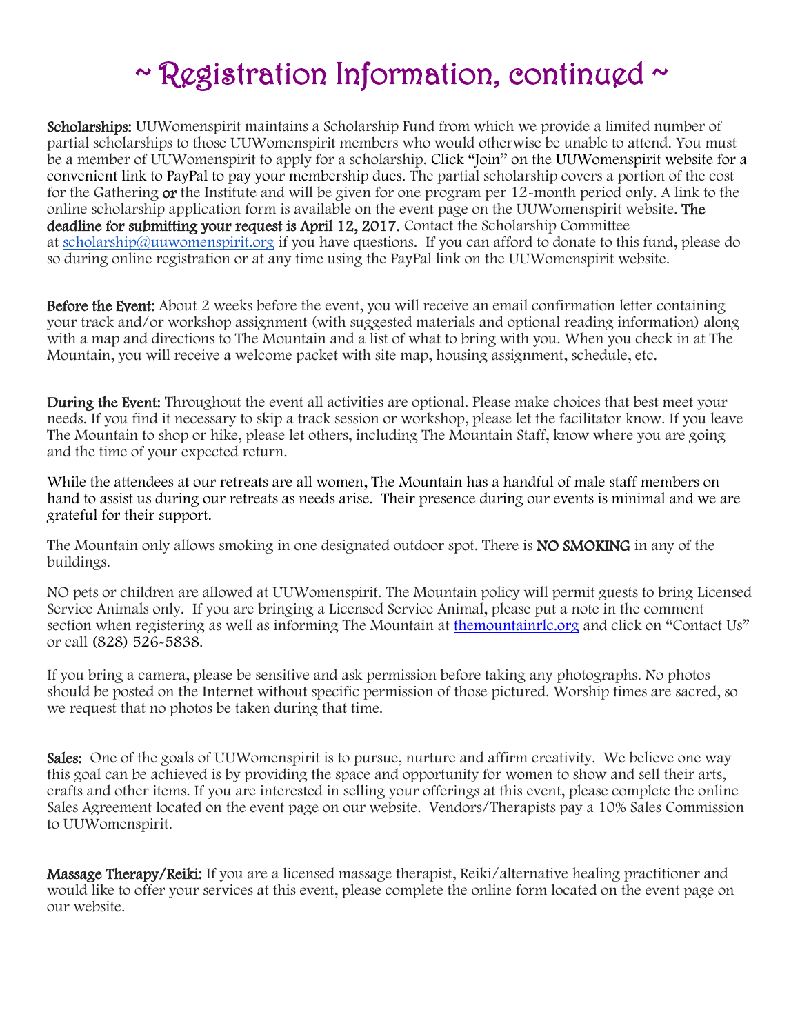# ~ Registration Information, continued ~

**Scholarships:** UUWomenspirit maintains a Scholarship Fund from which we provide a limited number of partial scholarships to those UUWomenspirit members who would otherwise be unable to attend. You must be a member of UUWomenspirit to apply for a scholarship. Click "Join" on the UUWomenspirit website for a convenient link to PayPal to pay your membership dues. The partial scholarship covers a portion of the cost for the Gathering **or** the Institute and will be given for one program per 12-month period only. A link to the online scholarship application form is available on the event page on the UUWomenspirit website. **The deadline for submitting your request is April 12, 2017.** Contact the Scholarship Committee at [scholarship@uuwomenspirit.org](mailto:scholarship@uuwomenspirit.org) if you have questions. If you can afford to donate to this fund, please do so during online registration or at any time using the PayPal link on the UUWomenspirit website.

**Before the Event:** About 2 weeks before the event, you will receive an email confirmation letter containing your track and/or workshop assignment (with suggested materials and optional reading information) along with a map and directions to The Mountain and a list of what to bring with you. When you check in at The Mountain, you will receive a welcome packet with site map, housing assignment, schedule, etc.

**During the Event:** Throughout the event all activities are optional. Please make choices that best meet your needs. If you find it necessary to skip a track session or workshop, please let the facilitator know. If you leave The Mountain to shop or hike, please let others, including The Mountain Staff, know where you are going and the time of your expected return.

While the attendees at our retreats are all women, The Mountain has a handful of male staff members on hand to assist us during our retreats as needs arise. Their presence during our events is minimal and we are grateful for their support.

The Mountain only allows smoking in one designated outdoor spot. There is **NO SMOKING** in any of the buildings.

NO pets or children are allowed at UUWomenspirit. The Mountain policy will permit guests to bring Licensed Service Animals only. If you are bringing a Licensed Service Animal, please put a note in the comment section when registering as well as informing The Mountain at [themountainrlc.org](http://themountainrlc.org) and click on "Contact Us" or call (828) 526-5838.

If you bring a camera, please be sensitive and ask permission before taking any photographs. No photos should be posted on the Internet without specific permission of those pictured. Worship times are sacred, so we request that no photos be taken during that time.

**Sales:** One of the goals of UUWomenspirit is to pursue, nurture and affirm creativity. We believe one way this goal can be achieved is by providing the space and opportunity for women to show and sell their arts, crafts and other items. If you are interested in selling your offerings at this event, please complete the online Sales Agreement located on the event page on our website. Vendors/Therapists pay a 10% Sales Commission to UUWomenspirit.

**Massage Therapy/Reiki:** If you are a licensed massage therapist, Reiki/alternative healing practitioner and would like to offer your services at this event, please complete the online form located on the event page on our website.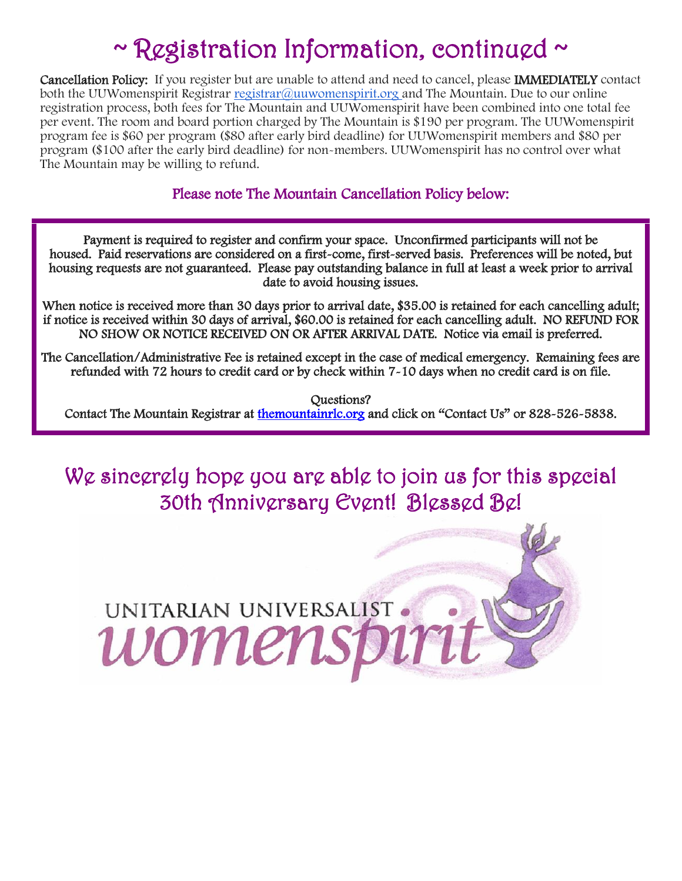# ~ Registration Information, continued ~

**Cancellation Policy:** If you register but are unable to attend and need to cancel, please **IMMEDIATELY** contact both the UUWomenspirit Registrar registrar@uuwomenspirit.org and The Mountain. Due to our online registration process, both fees for The Mountain and UUWomenspirit have been combined into one total fee per event. The room and board portion charged by The Mountain is $190 per program. The UUWomenspirit program fee is $60 per program ($80 after early bird deadline) for UUWomenspirit members and $80 per program ($100 after the early bird deadline) for non-members. UUWomenspirit has no control over what The Mountain may be willing to refund.

## Please note The Mountain Cancellation Policy below:

Payment is required to register and confirm your space. Unconfirmed participants will not be housed. Paid reservations are considered on a first-come, first-served basis. Preferences will be noted, but housing requests are not guaranteed. Please pay outstanding balance in full at least a week prior to arrival date to avoid housing issues.

When notice is received more than 30 days prior to arrival date, $35.00 is retained for each cancelling adult; if notice is received within 30 days of arrival, $60.00 is retained for each cancelling adult. NO REFUND FOR NO SHOW OR NOTICE RECEIVED ON OR AFTER ARRIVAL DATE. Notice via email is preferred.

The Cancellation/Administrative Fee is retained except in the case of medical emergency. Remaining fees are refunded with 72 hours to credit card or by check within 7-10 days when no credit card is on file.

Questions?
Contact The Mountain Registrar at themountainrlc.org and click on "Contact Us" or 828-526-5838.

## We sincerely hope you are able to join us for this special 30th Anniversary Event! Blessed Be!

UNITARIAN UNIVERSALIST womenspirit